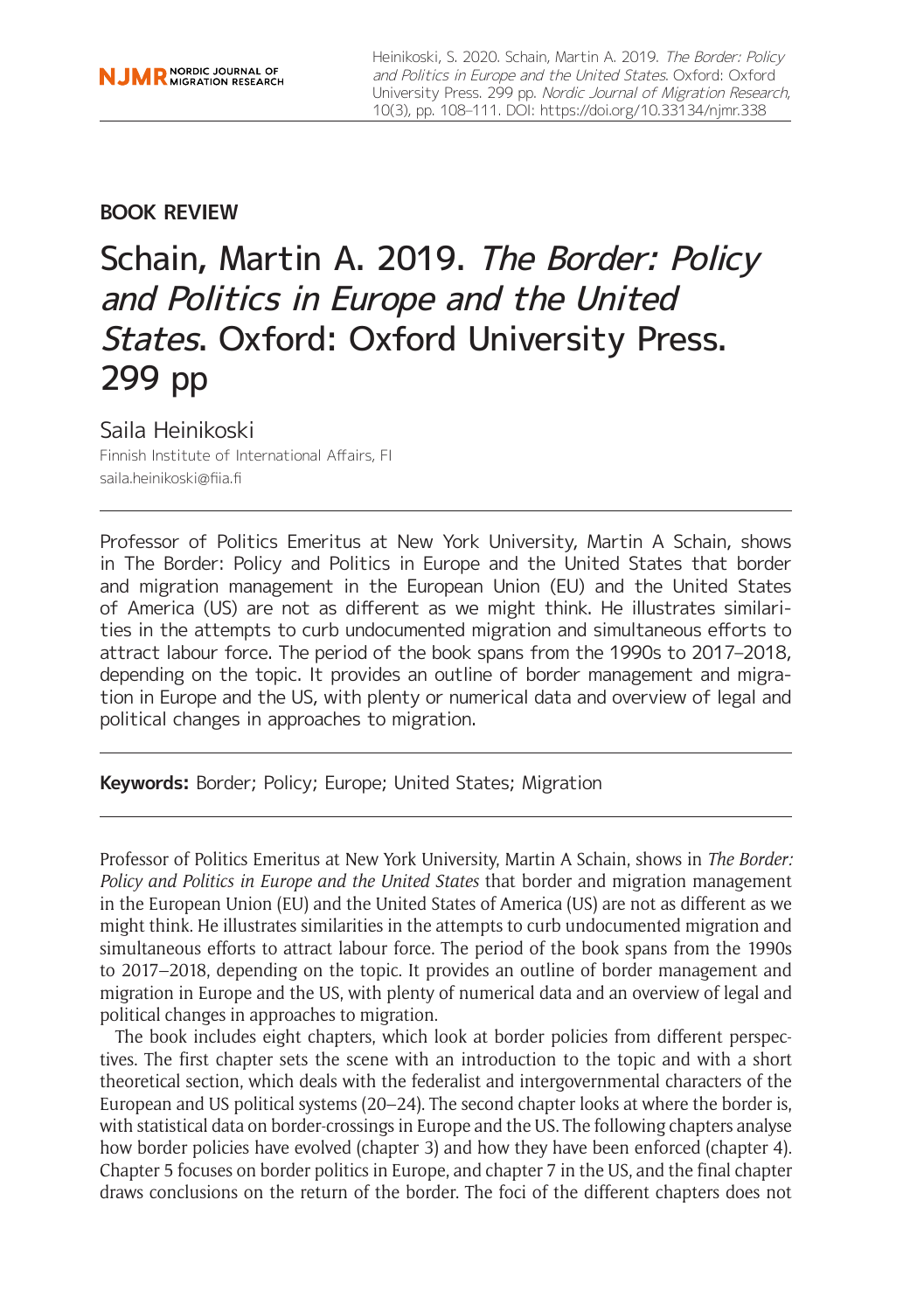**BOOK REVIEW**

# Schain, Martin A. 2019. *The Border: Policy and Politics in Europe and the United States*. Oxford: Oxford University Press. 299 pp

Saila Heinikoski

Finnish Institute of International Affairs, FI

saila.heinikoski@fiia.fi

Professor of Politics Emeritus at New York University, Martin A Schain, shows in The Border: Policy and Politics in Europe and the United States that border and migration management in the European Union (EU) and the United States of America (US) are not as different as we might think. He illustrates similarities in the attempts to curb undocumented migration and simultaneous efforts to attract labour force. The period of the book spans from the 1990s to 2017–2018, depending on the topic. It provides an outline of border management and migration in Europe and the US, with plenty or numerical data and overview of legal and political changes in approaches to migration.

**Keywords:** Border; Policy; Europe; United States; Migration

Professor of Politics Emeritus at New York University, Martin A Schain, shows in *The Border: Policy and Politics in Europe and the United States* that border and migration management in the European Union (EU) and the United States of America (US) are not as different as we might think. He illustrates similarities in the attempts to curb undocumented migration and simultaneous efforts to attract labour force. The period of the book spans from the 1990s to 2017–2018, depending on the topic. It provides an outline of border management and migration in Europe and the US, with plenty of numerical data and an overview of legal and political changes in approaches to migration.

The book includes eight chapters, which look at border policies from different perspectives. The first chapter sets the scene with an introduction to the topic and with a short theoretical section, which deals with the federalist and intergovernmental characters of the European and US political systems (20–24). The second chapter looks at where the border is, with statistical data on border-crossings in Europe and the US. The following chapters analyse how border policies have evolved (chapter 3) and how they have been enforced (chapter 4). Chapter 5 focuses on border politics in Europe, and chapter 7 in the US, and the final chapter draws conclusions on the return of the border. The foci of the different chapters does not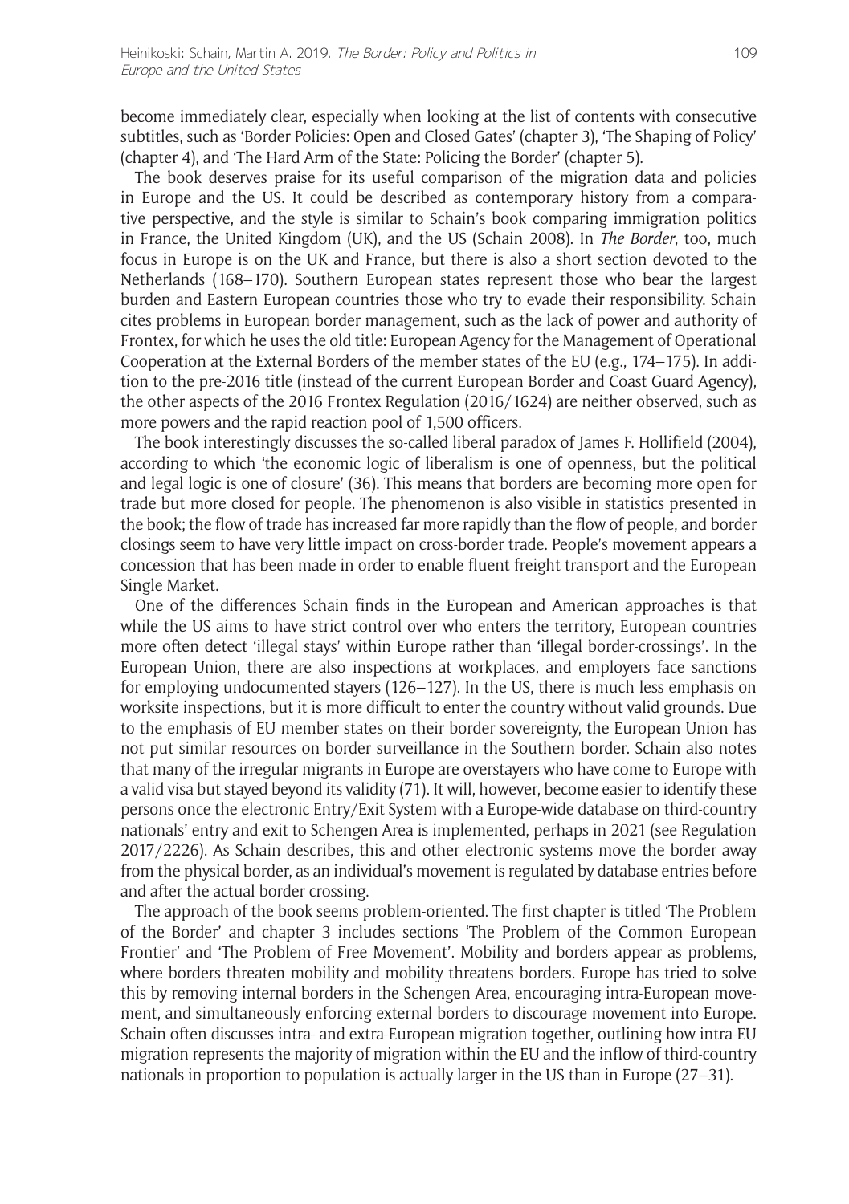become immediately clear, especially when looking at the list of contents with consecutive subtitles, such as 'Border Policies: Open and Closed Gates' (chapter 3), 'The Shaping of Policy' (chapter 4), and 'The Hard Arm of the State: Policing the Border' (chapter 5).

The book deserves praise for its useful comparison of the migration data and policies in Europe and the US. It could be described as contemporary history from a comparative perspective, and the style is similar to Schain's book comparing immigration politics in France, the United Kingdom (UK), and the US (Schain 2008). In *The Border*, too, much focus in Europe is on the UK and France, but there is also a short section devoted to the Netherlands (168–170). Southern European states represent those who bear the largest burden and Eastern European countries those who try to evade their responsibility. Schain cites problems in European border management, such as the lack of power and authority of Frontex, for which he uses the old title: European Agency for the Management of Operational Cooperation at the External Borders of the member states of the EU (e.g., 174–175). In addition to the pre-2016 title (instead of the current European Border and Coast Guard Agency), the other aspects of the 2016 Frontex Regulation (2016/1624) are neither observed, such as more powers and the rapid reaction pool of 1,500 officers.

The book interestingly discusses the so-called liberal paradox of James F. Hollifield (2004), according to which 'the economic logic of liberalism is one of openness, but the political and legal logic is one of closure' (36). This means that borders are becoming more open for trade but more closed for people. The phenomenon is also visible in statistics presented in the book; the flow of trade has increased far more rapidly than the flow of people, and border closings seem to have very little impact on cross-border trade. People's movement appears a concession that has been made in order to enable fluent freight transport and the European Single Market.

One of the differences Schain finds in the European and American approaches is that while the US aims to have strict control over who enters the territory, European countries more often detect 'illegal stays' within Europe rather than 'illegal border-crossings'. In the European Union, there are also inspections at workplaces, and employers face sanctions for employing undocumented stayers (126–127). In the US, there is much less emphasis on worksite inspections, but it is more difficult to enter the country without valid grounds. Due to the emphasis of EU member states on their border sovereignty, the European Union has not put similar resources on border surveillance in the Southern border. Schain also notes that many of the irregular migrants in Europe are overstayers who have come to Europe with a valid visa but stayed beyond its validity (71). It will, however, become easier to identify these persons once the electronic Entry/Exit System with a Europe-wide database on third-country nationals' entry and exit to Schengen Area is implemented, perhaps in 2021 (see Regulation 2017/2226). As Schain describes, this and other electronic systems move the border away from the physical border, as an individual's movement is regulated by database entries before and after the actual border crossing.

The approach of the book seems problem-oriented. The first chapter is titled 'The Problem of the Border' and chapter 3 includes sections 'The Problem of the Common European Frontier' and 'The Problem of Free Movement'. Mobility and borders appear as problems, where borders threaten mobility and mobility threatens borders. Europe has tried to solve this by removing internal borders in the Schengen Area, encouraging intra-European movement, and simultaneously enforcing external borders to discourage movement into Europe. Schain often discusses intra- and extra-European migration together, outlining how intra-EU migration represents the majority of migration within the EU and the inflow of third-country nationals in proportion to population is actually larger in the US than in Europe (27–31).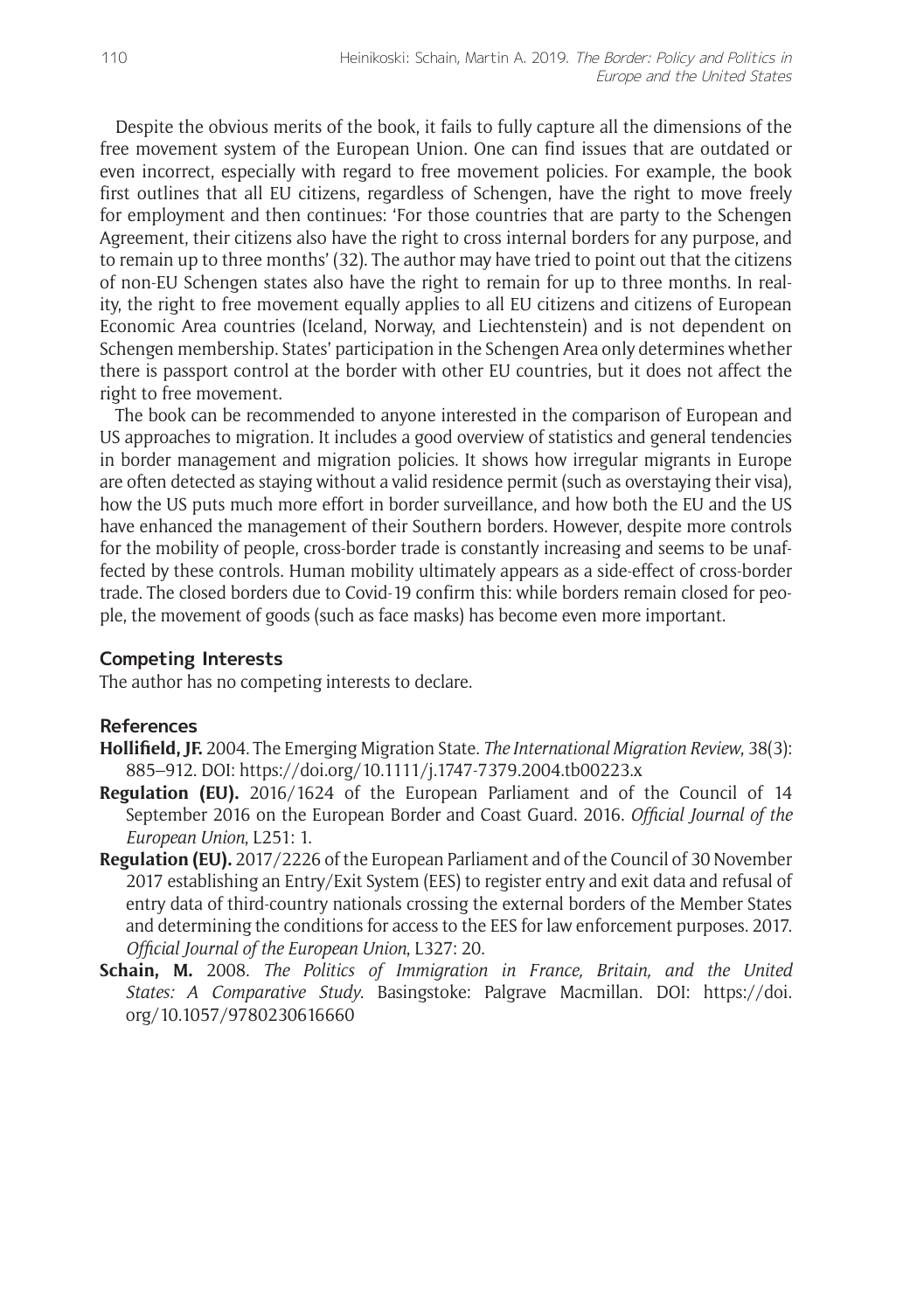Despite the obvious merits of the book, it fails to fully capture all the dimensions of the free movement system of the European Union. One can find issues that are outdated or even incorrect, especially with regard to free movement policies. For example, the book first outlines that all EU citizens, regardless of Schengen, have the right to move freely for employment and then continues: 'For those countries that are party to the Schengen Agreement, their citizens also have the right to cross internal borders for any purpose, and to remain up to three months' (32). The author may have tried to point out that the citizens of non-EU Schengen states also have the right to remain for up to three months. In reality, the right to free movement equally applies to all EU citizens and citizens of European Economic Area countries (Iceland, Norway, and Liechtenstein) and is not dependent on Schengen membership. States' participation in the Schengen Area only determines whether there is passport control at the border with other EU countries, but it does not affect the right to free movement.

The book can be recommended to anyone interested in the comparison of European and US approaches to migration. It includes a good overview of statistics and general tendencies in border management and migration policies. It shows how irregular migrants in Europe are often detected as staying without a valid residence permit (such as overstaying their visa), how the US puts much more effort in border surveillance, and how both the EU and the US have enhanced the management of their Southern borders. However, despite more controls for the mobility of people, cross-border trade is constantly increasing and seems to be unaffected by these controls. Human mobility ultimately appears as a side-effect of cross-border trade. The closed borders due to Covid-19 confirm this: while borders remain closed for people, the movement of goods (such as face masks) has become even more important.

## Competing Interests

The author has no competing interests to declare.

## References

**Hollifield, JF.** 2004. The Emerging Migration State. *The International Migration Review*, 38(3): 885–912. DOI: https://doi.org/10.1111/j.1747-7379.2004.tb00223.x

**Regulation (EU).** 2016/1624 of the European Parliament and of the Council of 14 September 2016 on the European Border and Coast Guard. 2016. *Official Journal of the European Union*, L251: 1.

**Regulation (EU).** 2017/2226 of the European Parliament and of the Council of 30 November 2017 establishing an Entry/Exit System (EES) to register entry and exit data and refusal of entry data of third-country nationals crossing the external borders of the Member States and determining the conditions for access to the EES for law enforcement purposes. 2017. *Official Journal of the European Union*, L327: 20.

**Schain, M.** 2008. *The Politics of Immigration in France, Britain, and the United States: A Comparative Study*. Basingstoke: Palgrave Macmillan. DOI: https://doi.org/10.1057/9780230616660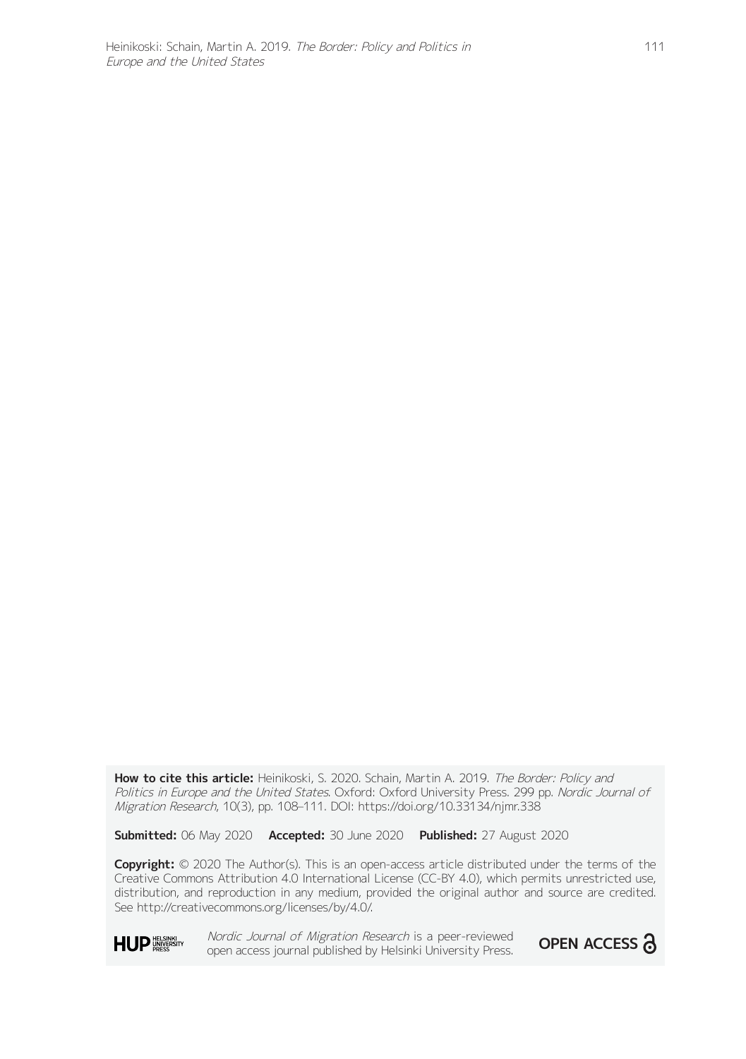**How to cite this article:** Heinikoski, S. 2020. Schain, Martin A. 2019. *The Border: Policy and Politics in Europe and the United States*. Oxford: Oxford University Press. 299 pp. *Nordic Journal of Migration Research*, 10(3), pp. 108–111. DOI: https://doi.org/10.33134/njmr.338

**Submitted:** 06 May 2020 **Accepted:** 30 June 2020 **Published:** 27 August 2020

**Copyright:** © 2020 The Author(s). This is an open-access article distributed under the terms of the Creative Commons Attribution 4.0 International License (CC-BY 4.0), which permits unrestricted use, distribution, and reproduction in any medium, provided the original author and source are credited. See http://creativecommons.org/licenses/by/4.0/.

HUP HELSINKI UNIVERSITY PRESS

*Nordic Journal of Migration Research* is a peer-reviewed open access journal published by Helsinki University Press.

OPEN ACCESS